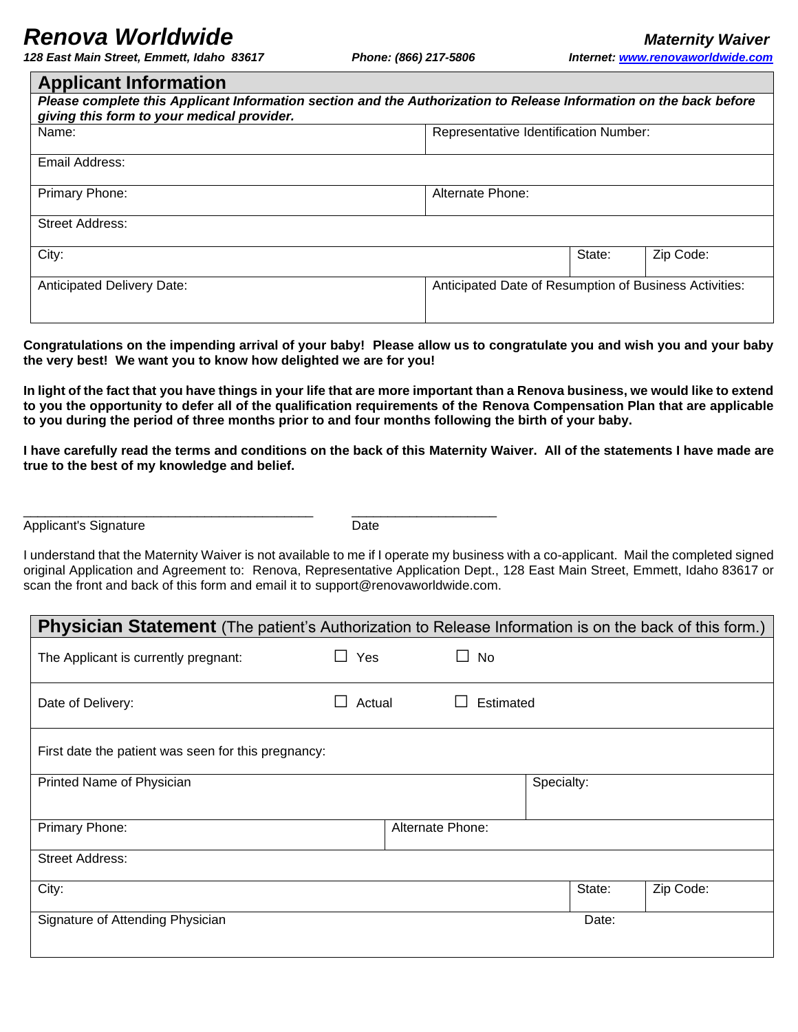# Renova Worldwide

**Maternity Waiver**

***128 East Main Street, Emmett, Idaho 83617*** ***Phone: (866) 217-5806*** ***Internet: www.renovaworldwide.com***

## Applicant Information

***Please complete this Applicant Information section and the Authorization to Release Information on the back before giving this form to your medical provider.***

| Name: | | | Representative Identification Number: | | |
|---|---|---|---|---|---|
| Email Address: | | | | | |
| Primary Phone: | | | Alternate Phone: | | |
| Street Address: | | | | | |
| City: | | | | State: | Zip Code: |
| Anticipated Delivery Date: | | | Anticipated Date of Resumption of Business Activities: | | |

**Congratulations on the impending arrival of your baby! Please allow us to congratulate you and wish you and your baby the very best! We want you to know how delighted we are for you!**

**In light of the fact that you have things in your life that are more important than a Renova business, we would like to extend to you the opportunity to defer all of the qualification requirements of the Renova Compensation Plan that are applicable to you during the period of three months prior to and four months following the birth of your baby.**

**I have carefully read the terms and conditions on the back of this Maternity Waiver. All of the statements I have made are true to the best of my knowledge and belief.**

\_\_\_\_\_\_\_\_\_\_\_\_\_\_\_\_\_\_\_\_\_\_\_\_\_\_\_\_\_\_\_\_\_\_\_\_\_\_\_ \_\_\_\_\_\_\_\_\_\_\_\_\_\_\_\_\_\_\_\_
Applicant's Signature Date

I understand that the Maternity Waiver is not available to me if I operate my business with a co-applicant. Mail the completed signed original Application and Agreement to: Renova, Representative Application Dept., 128 East Main Street, Emmett, Idaho 83617 or scan the front and back of this form and email it to support@renovaworldwide.com.

## Physician Statement (The patient's Authorization to Release Information is on the back of this form.)

| The Applicant is currently pregnant: | ☐ Yes | ☐ No | | |
|---|---|---|---|---|
| Date of Delivery: | ☐ Actual | ☐ Estimated | | |
| First date the patient was seen for this pregnancy: | | | | |
| Printed Name of Physician | | | Specialty: | |
| Primary Phone: | | Alternate Phone: | | |
| Street Address: | | | | |
| City: | | | State: | Zip Code: |
| Signature of Attending Physician | | | Date: | |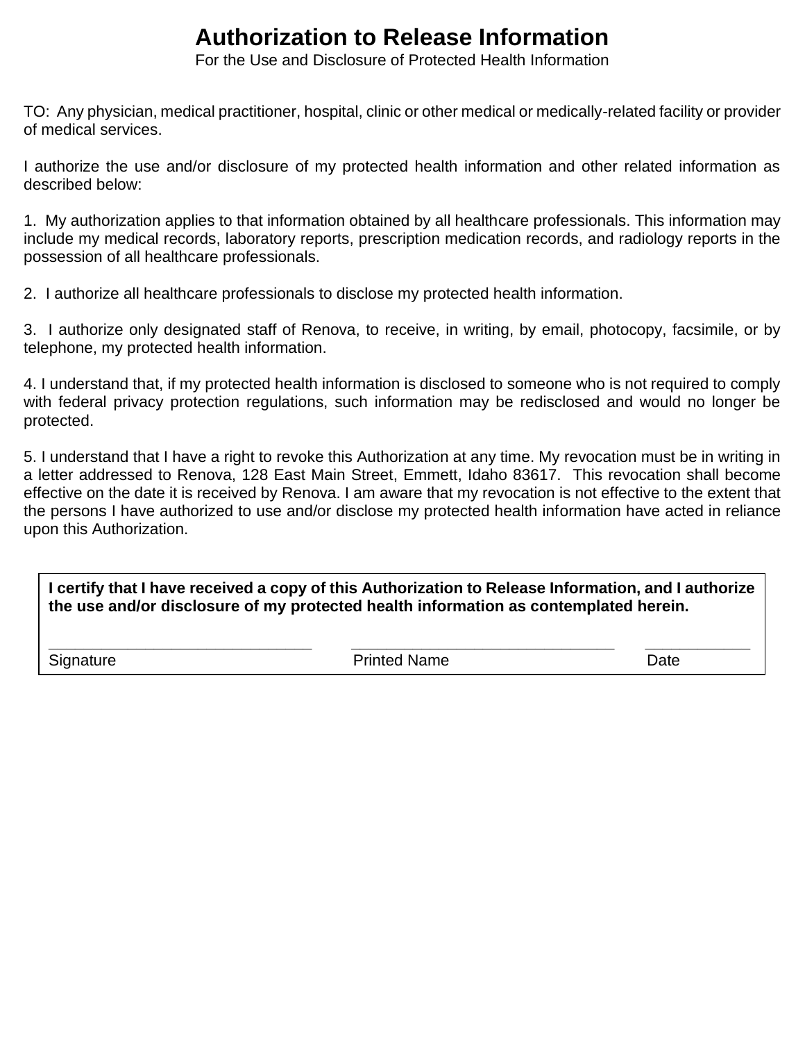# Authorization to Release Information

For the Use and Disclosure of Protected Health Information

TO: Any physician, medical practitioner, hospital, clinic or other medical or medically-related facility or provider of medical services.

I authorize the use and/or disclosure of my protected health information and other related information as described below:

1. My authorization applies to that information obtained by all healthcare professionals. This information may include my medical records, laboratory reports, prescription medication records, and radiology reports in the possession of all healthcare professionals.

2. I authorize all healthcare professionals to disclose my protected health information.

3. I authorize only designated staff of Renova, to receive, in writing, by email, photocopy, facsimile, or by telephone, my protected health information.

4. I understand that, if my protected health information is disclosed to someone who is not required to comply with federal privacy protection regulations, such information may be redisclosed and would no longer be protected.

5. I understand that I have a right to revoke this Authorization at any time. My revocation must be in writing in a letter addressed to Renova, 128 East Main Street, Emmett, Idaho 83617. This revocation shall become effective on the date it is received by Renova. I am aware that my revocation is not effective to the extent that the persons I have authorized to use and/or disclose my protected health information have acted in reliance upon this Authorization.

**I certify that I have received a copy of this Authorization to Release Information, and I authorize the use and/or disclosure of my protected health information as contemplated herein.**

| | | |
|---|---|---|
| ______________________________ | ______________________________ | __________ |
| Signature | Printed Name | Date |